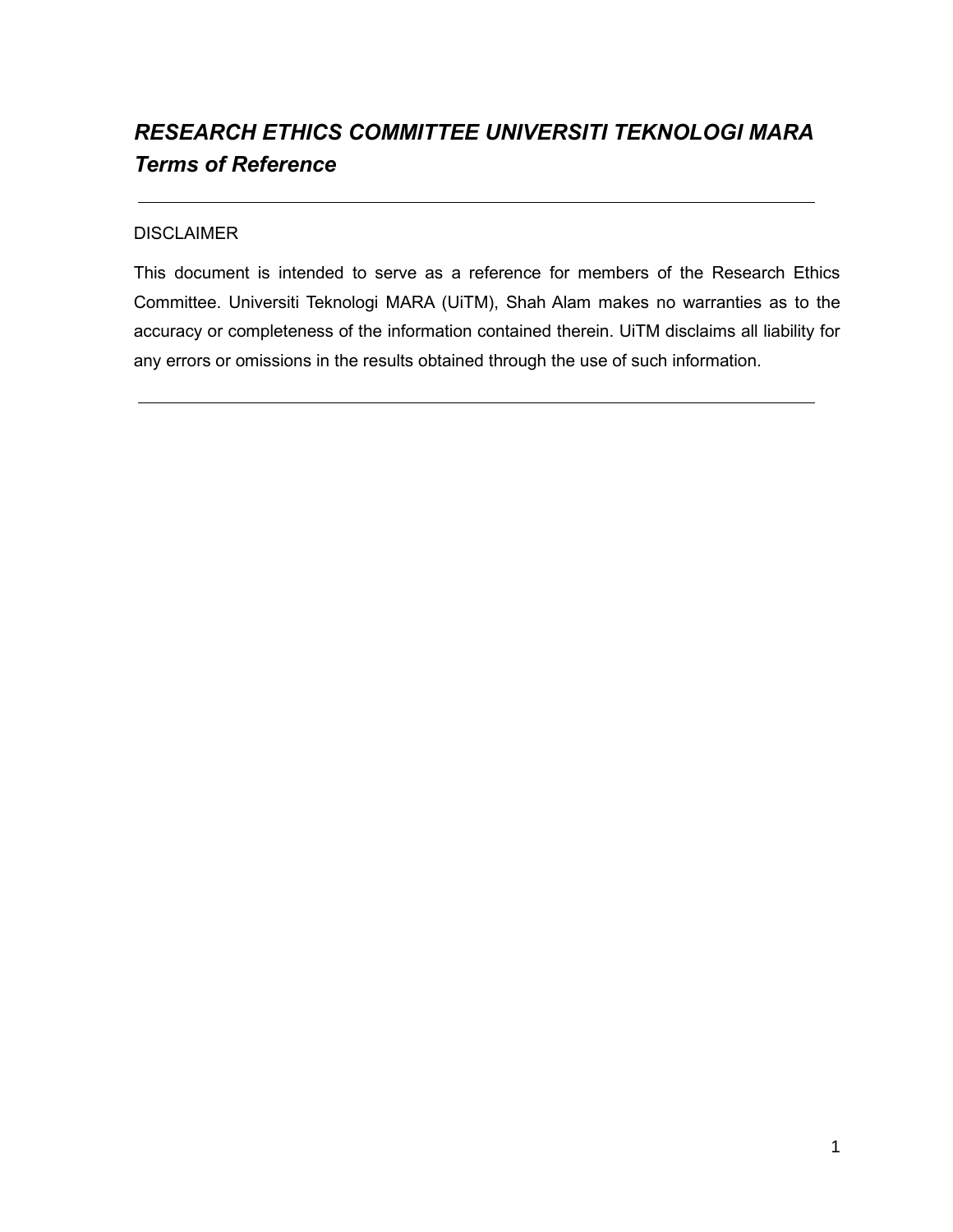# *RESEARCH ETHICS COMMITTEE UNIVERSITI TEKNOLOGI MARA*
# *Terms of Reference*

---

DISCLAIMER

This document is intended to serve as a reference for members of the Research Ethics Committee. Universiti Teknologi MARA (UiTM), Shah Alam makes no warranties as to the accuracy or completeness of the information contained therein. UiTM disclaims all liability for any errors or omissions in the results obtained through the use of such information.

---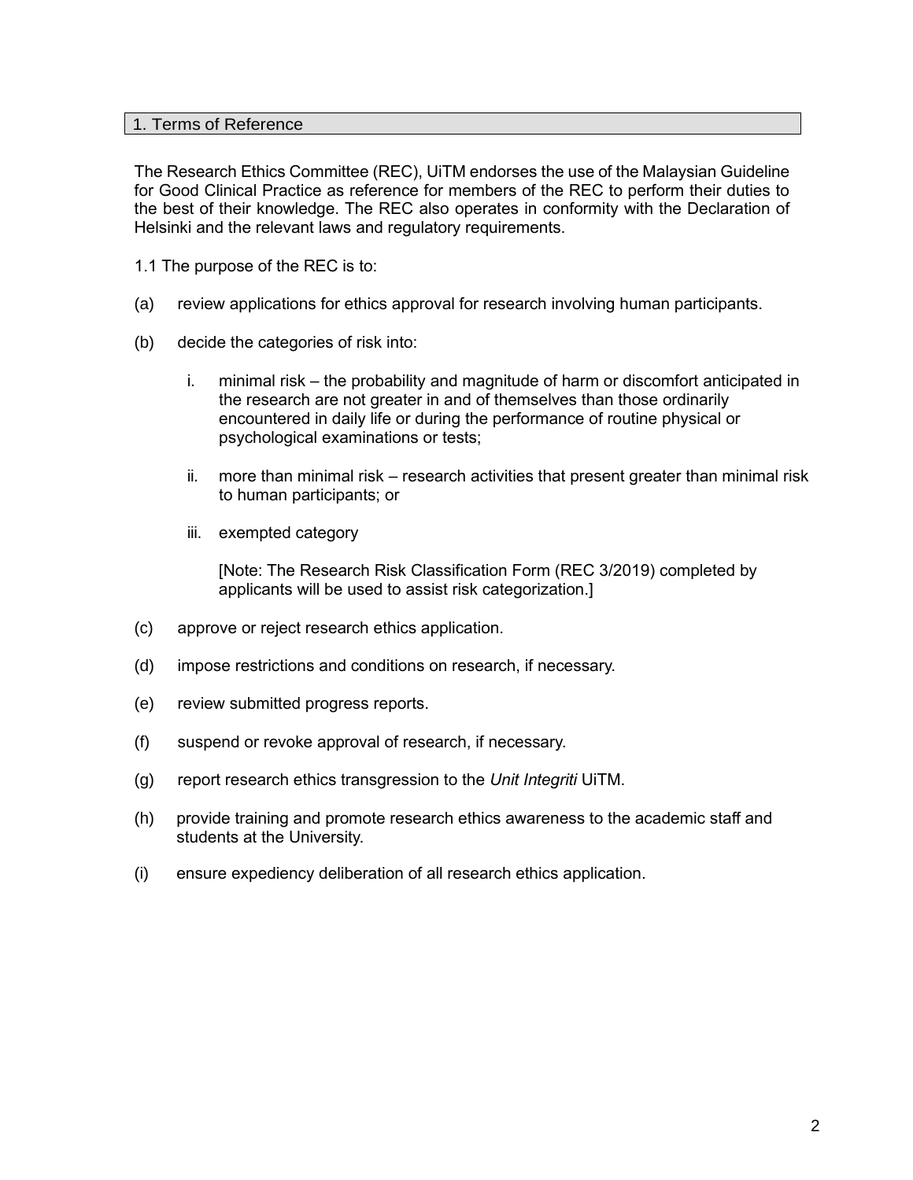## 1. Terms of Reference

The Research Ethics Committee (REC), UiTM endorses the use of the Malaysian Guideline for Good Clinical Practice as reference for members of the REC to perform their duties to the best of their knowledge. The REC also operates in conformity with the Declaration of Helsinki and the relevant laws and regulatory requirements.

1.1 The purpose of the REC is to:

(a) review applications for ethics approval for research involving human participants.

(b) decide the categories of risk into:

   i. minimal risk – the probability and magnitude of harm or discomfort anticipated in the research are not greater in and of themselves than those ordinarily encountered in daily life or during the performance of routine physical or psychological examinations or tests;

   ii. more than minimal risk – research activities that present greater than minimal risk to human participants; or

   iii. exempted category

   [Note: The Research Risk Classification Form (REC 3/2019) completed by applicants will be used to assist risk categorization.]

(c) approve or reject research ethics application.

(d) impose restrictions and conditions on research, if necessary.

(e) review submitted progress reports.

(f) suspend or revoke approval of research, if necessary.

(g) report research ethics transgression to the *Unit Integriti* UiTM.

(h) provide training and promote research ethics awareness to the academic staff and students at the University.

(i) ensure expediency deliberation of all research ethics application.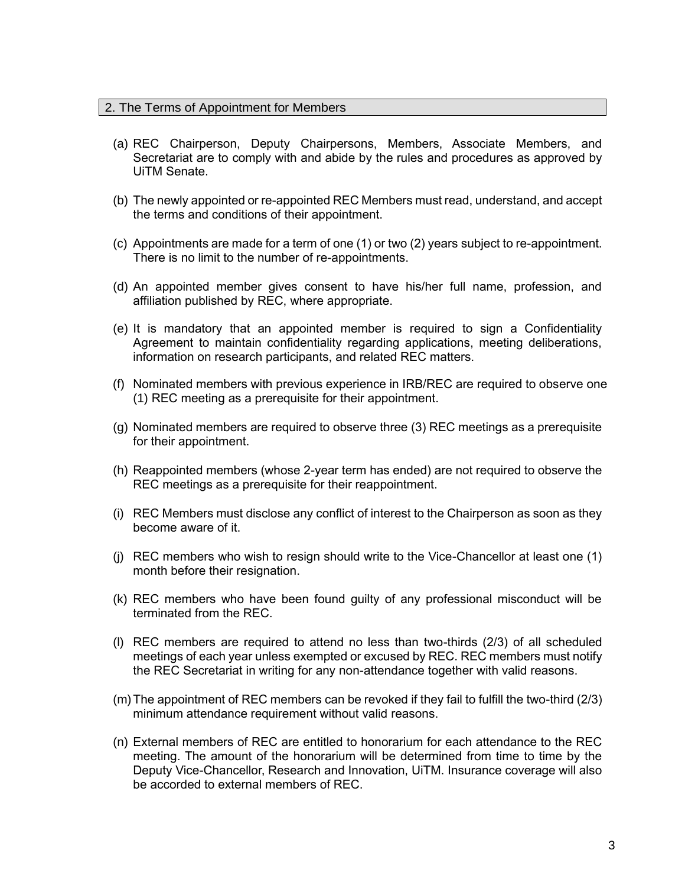## 2. The Terms of Appointment for Members

(a) REC Chairperson, Deputy Chairpersons, Members, Associate Members, and Secretariat are to comply with and abide by the rules and procedures as approved by UiTM Senate.

(b) The newly appointed or re-appointed REC Members must read, understand, and accept the terms and conditions of their appointment.

(c) Appointments are made for a term of one (1) or two (2) years subject to re-appointment. There is no limit to the number of re-appointments.

(d) An appointed member gives consent to have his/her full name, profession, and affiliation published by REC, where appropriate.

(e) It is mandatory that an appointed member is required to sign a Confidentiality Agreement to maintain confidentiality regarding applications, meeting deliberations, information on research participants, and related REC matters.

(f) Nominated members with previous experience in IRB/REC are required to observe one (1) REC meeting as a prerequisite for their appointment.

(g) Nominated members are required to observe three (3) REC meetings as a prerequisite for their appointment.

(h) Reappointed members (whose 2-year term has ended) are not required to observe the REC meetings as a prerequisite for their reappointment.

(i) REC Members must disclose any conflict of interest to the Chairperson as soon as they become aware of it.

(j) REC members who wish to resign should write to the Vice-Chancellor at least one (1) month before their resignation.

(k) REC members who have been found guilty of any professional misconduct will be terminated from the REC.

(l) REC members are required to attend no less than two-thirds (2/3) of all scheduled meetings of each year unless exempted or excused by REC. REC members must notify the REC Secretariat in writing for any non-attendance together with valid reasons.

(m) The appointment of REC members can be revoked if they fail to fulfill the two-third (2/3) minimum attendance requirement without valid reasons.

(n) External members of REC are entitled to honorarium for each attendance to the REC meeting. The amount of the honorarium will be determined from time to time by the Deputy Vice-Chancellor, Research and Innovation, UiTM. Insurance coverage will also be accorded to external members of REC.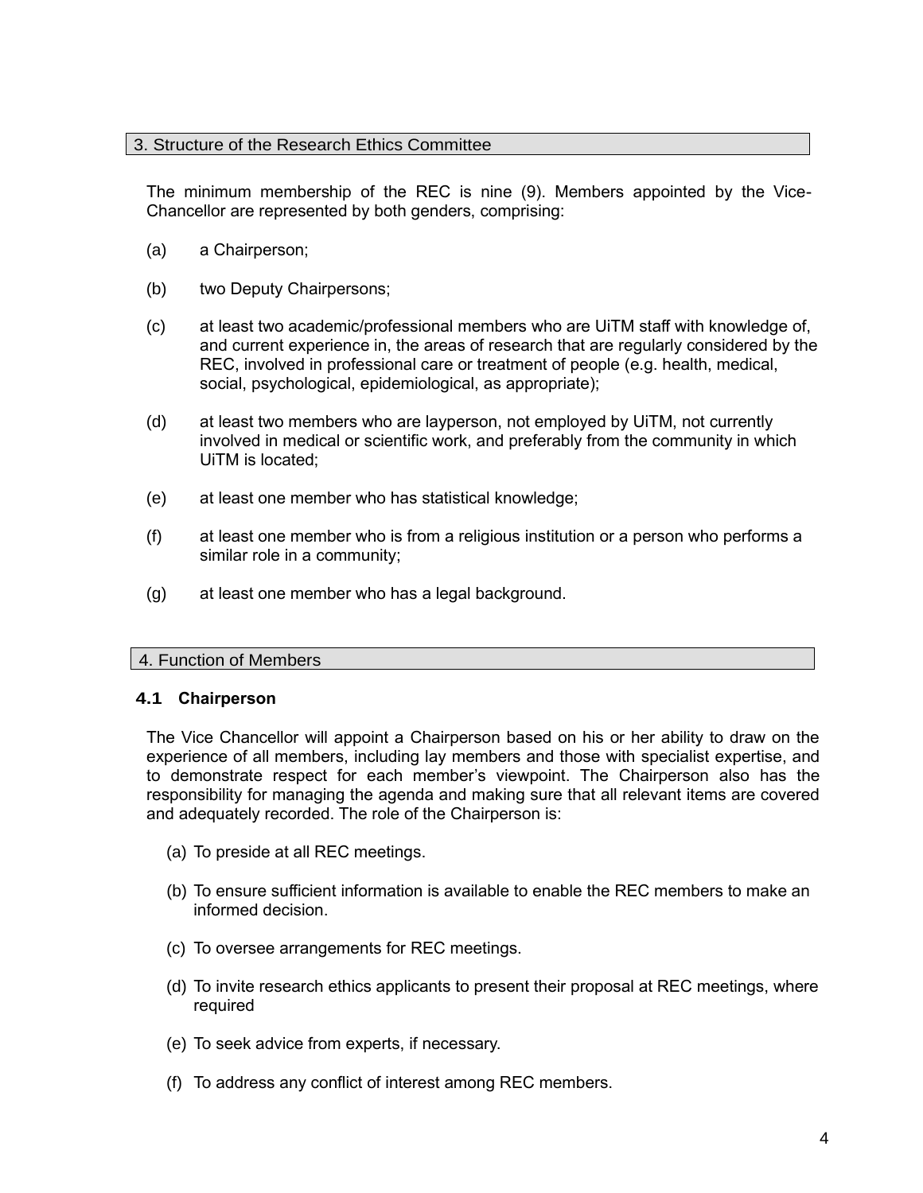## 3. Structure of the Research Ethics Committee

The minimum membership of the REC is nine (9). Members appointed by the Vice-Chancellor are represented by both genders, comprising:

(a) a Chairperson;

(b) two Deputy Chairpersons;

(c) at least two academic/professional members who are UiTM staff with knowledge of, and current experience in, the areas of research that are regularly considered by the REC, involved in professional care or treatment of people (e.g. health, medical, social, psychological, epidemiological, as appropriate);

(d) at least two members who are layperson, not employed by UiTM, not currently involved in medical or scientific work, and preferably from the community in which UiTM is located;

(e) at least one member who has statistical knowledge;

(f) at least one member who is from a religious institution or a person who performs a similar role in a community;

(g) at least one member who has a legal background.

## 4. Function of Members

### 4.1 Chairperson

The Vice Chancellor will appoint a Chairperson based on his or her ability to draw on the experience of all members, including lay members and those with specialist expertise, and to demonstrate respect for each member's viewpoint. The Chairperson also has the responsibility for managing the agenda and making sure that all relevant items are covered and adequately recorded. The role of the Chairperson is:

(a) To preside at all REC meetings.

(b) To ensure sufficient information is available to enable the REC members to make an informed decision.

(c) To oversee arrangements for REC meetings.

(d) To invite research ethics applicants to present their proposal at REC meetings, where required

(e) To seek advice from experts, if necessary.

(f) To address any conflict of interest among REC members.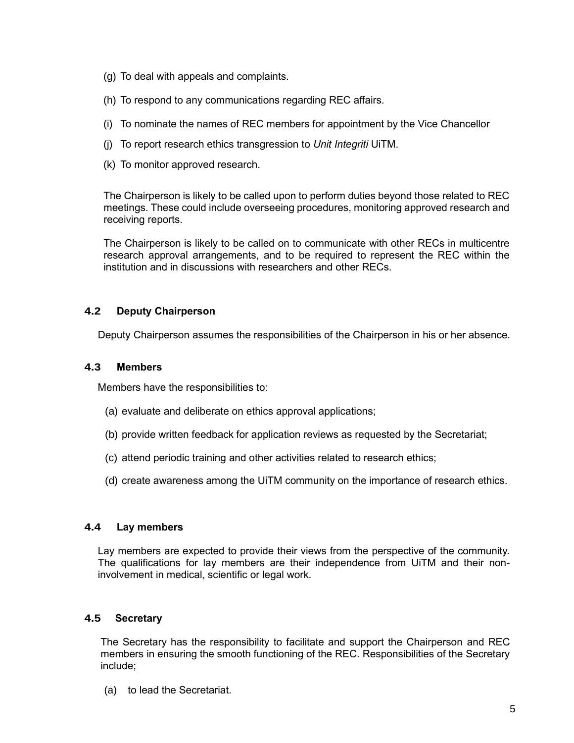(g) To deal with appeals and complaints.

(h) To respond to any communications regarding REC affairs.

(i) To nominate the names of REC members for appointment by the Vice Chancellor

(j) To report research ethics transgression to *Unit Integriti* UiTM.

(k) To monitor approved research.

The Chairperson is likely to be called upon to perform duties beyond those related to REC meetings. These could include overseeing procedures, monitoring approved research and receiving reports.

The Chairperson is likely to be called on to communicate with other RECs in multicentre research approval arrangements, and to be required to represent the REC within the institution and in discussions with researchers and other RECs.

### 4.2 Deputy Chairperson

Deputy Chairperson assumes the responsibilities of the Chairperson in his or her absence.

### 4.3 Members

Members have the responsibilities to:

(a) evaluate and deliberate on ethics approval applications;

(b) provide written feedback for application reviews as requested by the Secretariat;

(c) attend periodic training and other activities related to research ethics;

(d) create awareness among the UiTM community on the importance of research ethics.

### 4.4 Lay members

Lay members are expected to provide their views from the perspective of the community. The qualifications for lay members are their independence from UiTM and their non-involvement in medical, scientific or legal work.

### 4.5 Secretary

The Secretary has the responsibility to facilitate and support the Chairperson and REC members in ensuring the smooth functioning of the REC. Responsibilities of the Secretary include;

(a) to lead the Secretariat.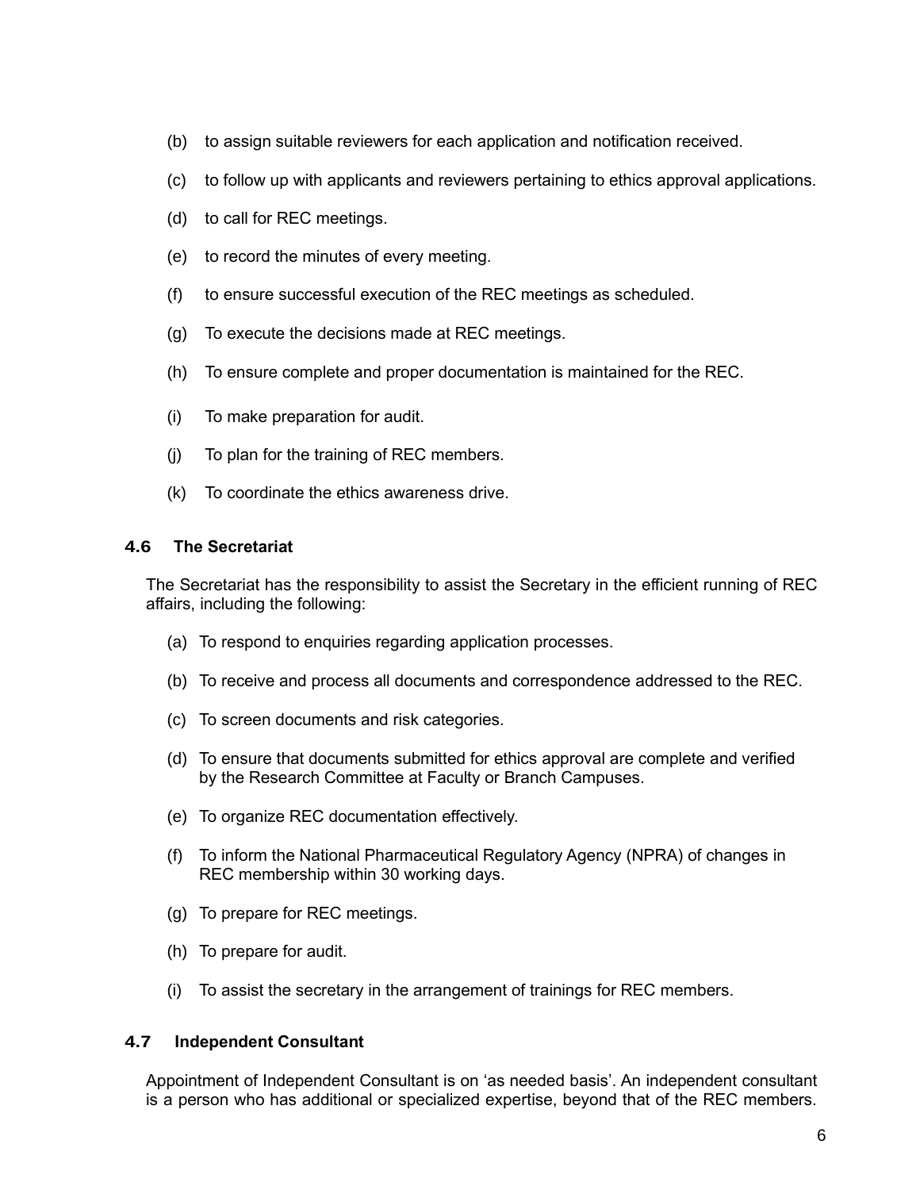(b) to assign suitable reviewers for each application and notification received.

(c) to follow up with applicants and reviewers pertaining to ethics approval applications.

(d) to call for REC meetings.

(e) to record the minutes of every meeting.

(f) to ensure successful execution of the REC meetings as scheduled.

(g) To execute the decisions made at REC meetings.

(h) To ensure complete and proper documentation is maintained for the REC.

(i) To make preparation for audit.

(j) To plan for the training of REC members.

(k) To coordinate the ethics awareness drive.

### 4.6 The Secretariat

The Secretariat has the responsibility to assist the Secretary in the efficient running of REC affairs, including the following:

(a) To respond to enquiries regarding application processes.

(b) To receive and process all documents and correspondence addressed to the REC.

(c) To screen documents and risk categories.

(d) To ensure that documents submitted for ethics approval are complete and verified by the Research Committee at Faculty or Branch Campuses.

(e) To organize REC documentation effectively.

(f) To inform the National Pharmaceutical Regulatory Agency (NPRA) of changes in REC membership within 30 working days.

(g) To prepare for REC meetings.

(h) To prepare for audit.

(i) To assist the secretary in the arrangement of trainings for REC members.

### 4.7 Independent Consultant

Appointment of Independent Consultant is on 'as needed basis'. An independent consultant is a person who has additional or specialized expertise, beyond that of the REC members.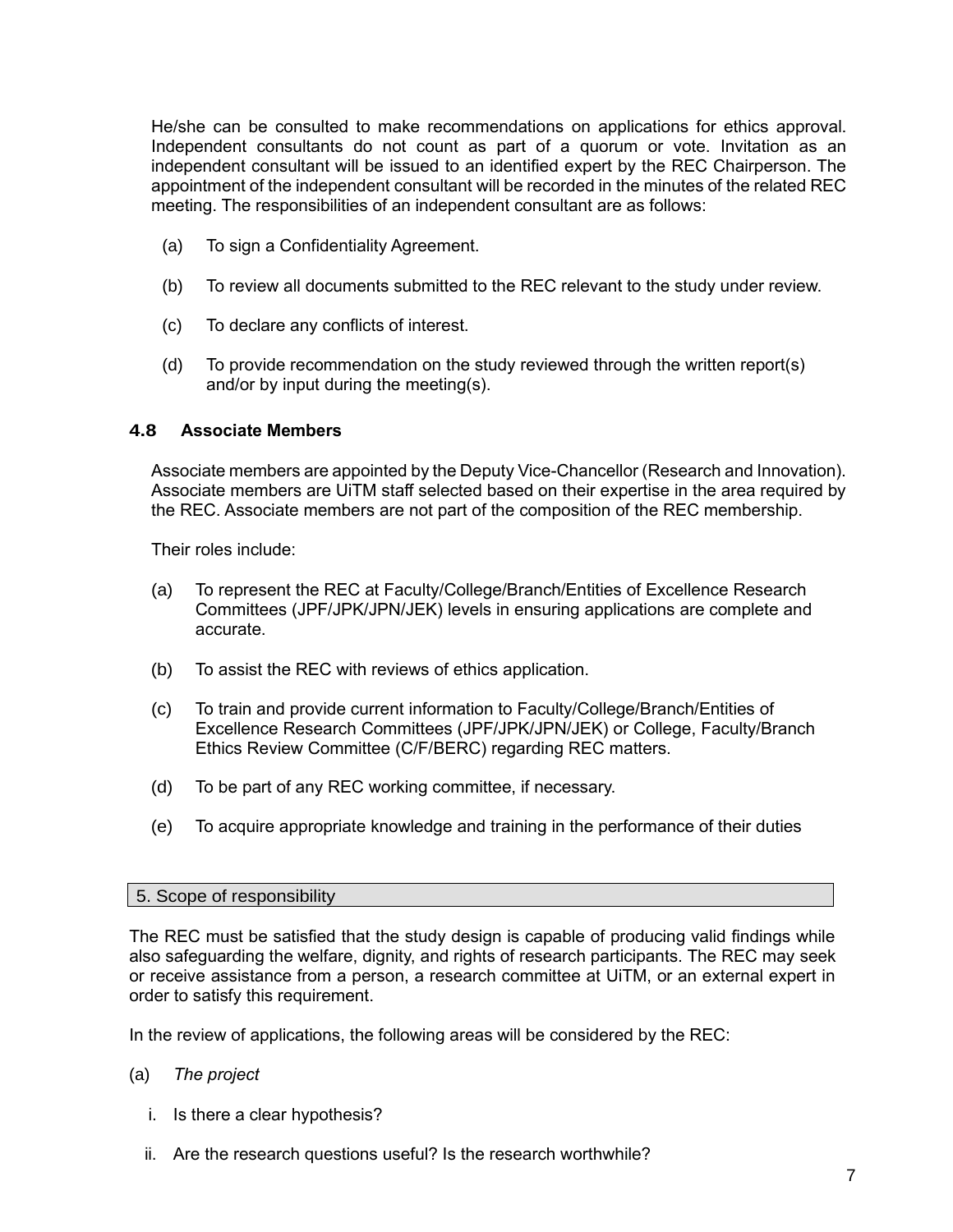He/she can be consulted to make recommendations on applications for ethics approval. Independent consultants do not count as part of a quorum or vote. Invitation as an independent consultant will be issued to an identified expert by the REC Chairperson. The appointment of the independent consultant will be recorded in the minutes of the related REC meeting. The responsibilities of an independent consultant are as follows:

(a) To sign a Confidentiality Agreement.

(b) To review all documents submitted to the REC relevant to the study under review.

(c) To declare any conflicts of interest.

(d) To provide recommendation on the study reviewed through the written report(s) and/or by input during the meeting(s).

### 4.8 Associate Members

Associate members are appointed by the Deputy Vice-Chancellor (Research and Innovation). Associate members are UiTM staff selected based on their expertise in the area required by the REC. Associate members are not part of the composition of the REC membership.

Their roles include:

(a) To represent the REC at Faculty/College/Branch/Entities of Excellence Research Committees (JPF/JPK/JPN/JEK) levels in ensuring applications are complete and accurate.

(b) To assist the REC with reviews of ethics application.

(c) To train and provide current information to Faculty/College/Branch/Entities of Excellence Research Committees (JPF/JPK/JPN/JEK) or College, Faculty/Branch Ethics Review Committee (C/F/BERC) regarding REC matters.

(d) To be part of any REC working committee, if necessary.

(e) To acquire appropriate knowledge and training in the performance of their duties

## 5. Scope of responsibility

The REC must be satisfied that the study design is capable of producing valid findings while also safeguarding the welfare, dignity, and rights of research participants. The REC may seek or receive assistance from a person, a research committee at UiTM, or an external expert in order to satisfy this requirement.

In the review of applications, the following areas will be considered by the REC:

(a) *The project*

i. Is there a clear hypothesis?

ii. Are the research questions useful? Is the research worthwhile?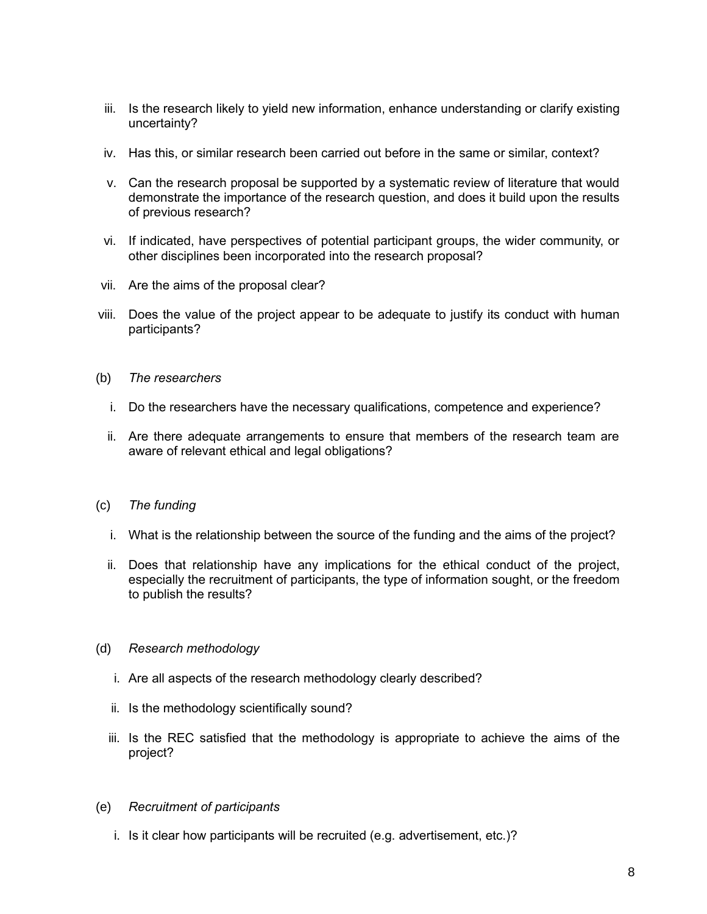iii. Is the research likely to yield new information, enhance understanding or clarify existing uncertainty?

iv. Has this, or similar research been carried out before in the same or similar, context?

v. Can the research proposal be supported by a systematic review of literature that would demonstrate the importance of the research question, and does it build upon the results of previous research?

vi. If indicated, have perspectives of potential participant groups, the wider community, or other disciplines been incorporated into the research proposal?

vii. Are the aims of the proposal clear?

viii. Does the value of the project appear to be adequate to justify its conduct with human participants?

(b) *The researchers*

i. Do the researchers have the necessary qualifications, competence and experience?

ii. Are there adequate arrangements to ensure that members of the research team are aware of relevant ethical and legal obligations?

(c) *The funding*

i. What is the relationship between the source of the funding and the aims of the project?

ii. Does that relationship have any implications for the ethical conduct of the project, especially the recruitment of participants, the type of information sought, or the freedom to publish the results?

(d) *Research methodology*

i. Are all aspects of the research methodology clearly described?

ii. Is the methodology scientifically sound?

iii. Is the REC satisfied that the methodology is appropriate to achieve the aims of the project?

(e) *Recruitment of participants*

i. Is it clear how participants will be recruited (e.g. advertisement, etc.)?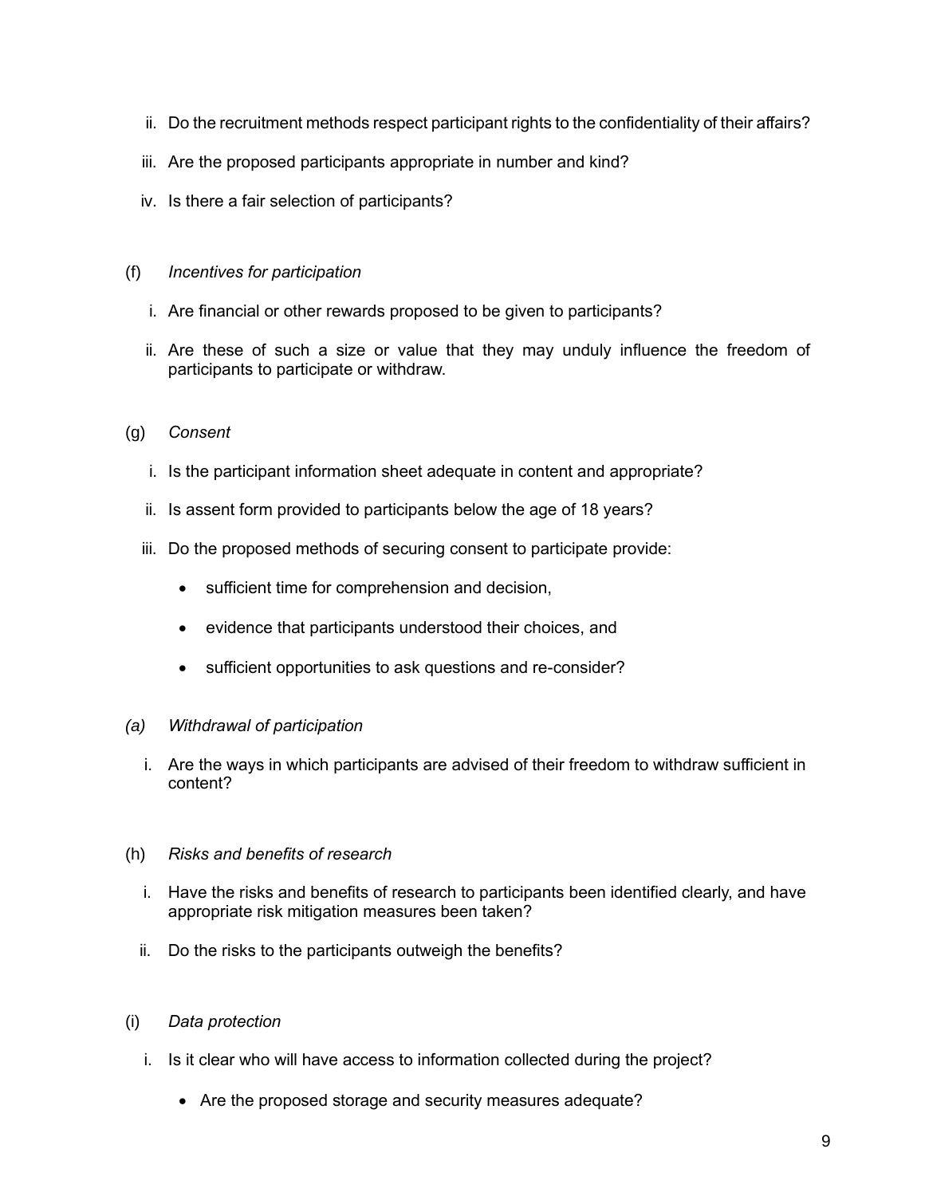ii. Do the recruitment methods respect participant rights to the confidentiality of their affairs?

iii. Are the proposed participants appropriate in number and kind?

iv. Is there a fair selection of participants?

(f) *Incentives for participation*

i. Are financial or other rewards proposed to be given to participants?

ii. Are these of such a size or value that they may unduly influence the freedom of participants to participate or withdraw.

(g) *Consent*

i. Is the participant information sheet adequate in content and appropriate?

ii. Is assent form provided to participants below the age of 18 years?

iii. Do the proposed methods of securing consent to participate provide:

- sufficient time for comprehension and decision,
- evidence that participants understood their choices, and
- sufficient opportunities to ask questions and re-consider?

*(a) Withdrawal of participation*

i. Are the ways in which participants are advised of their freedom to withdraw sufficient in content?

(h) *Risks and benefits of research*

i. Have the risks and benefits of research to participants been identified clearly, and have appropriate risk mitigation measures been taken?

ii. Do the risks to the participants outweigh the benefits?

(i) *Data protection*

i. Is it clear who will have access to information collected during the project?

- Are the proposed storage and security measures adequate?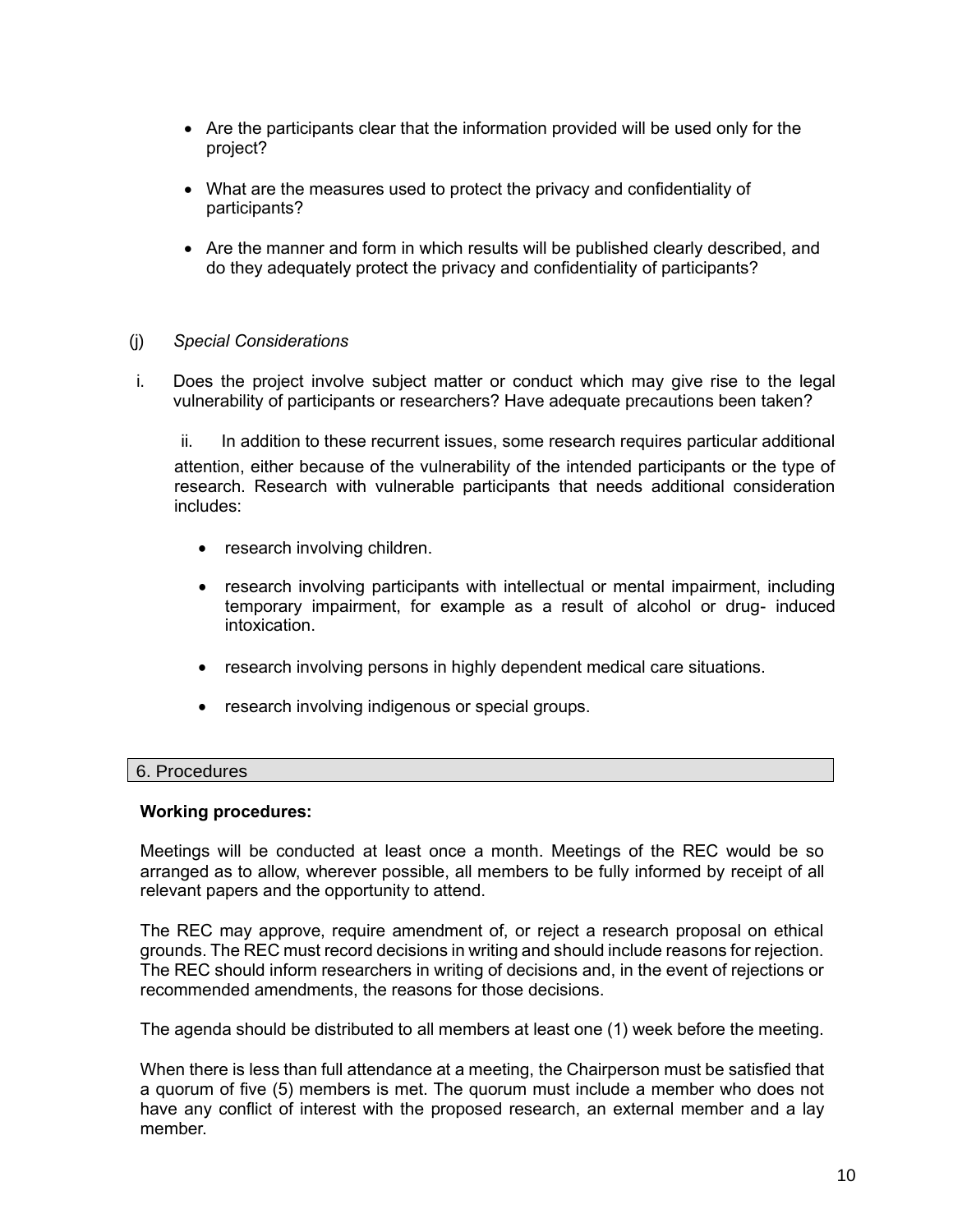- Are the participants clear that the information provided will be used only for the project?

- What are the measures used to protect the privacy and confidentiality of participants?

- Are the manner and form in which results will be published clearly described, and do they adequately protect the privacy and confidentiality of participants?

(j) *Special Considerations*

i. Does the project involve subject matter or conduct which may give rise to the legal vulnerability of participants or researchers? Have adequate precautions been taken?

ii. In addition to these recurrent issues, some research requires particular additional attention, either because of the vulnerability of the intended participants or the type of research. Research with vulnerable participants that needs additional consideration includes:

- research involving children.

- research involving participants with intellectual or mental impairment, including temporary impairment, for example as a result of alcohol or drug- induced intoxication.

- research involving persons in highly dependent medical care situations.

- research involving indigenous or special groups.

## 6. Procedures

**Working procedures:**

Meetings will be conducted at least once a month. Meetings of the REC would be so arranged as to allow, wherever possible, all members to be fully informed by receipt of all relevant papers and the opportunity to attend.

The REC may approve, require amendment of, or reject a research proposal on ethical grounds. The REC must record decisions in writing and should include reasons for rejection. The REC should inform researchers in writing of decisions and, in the event of rejections or recommended amendments, the reasons for those decisions.

The agenda should be distributed to all members at least one (1) week before the meeting.

When there is less than full attendance at a meeting, the Chairperson must be satisfied that a quorum of five (5) members is met. The quorum must include a member who does not have any conflict of interest with the proposed research, an external member and a lay member.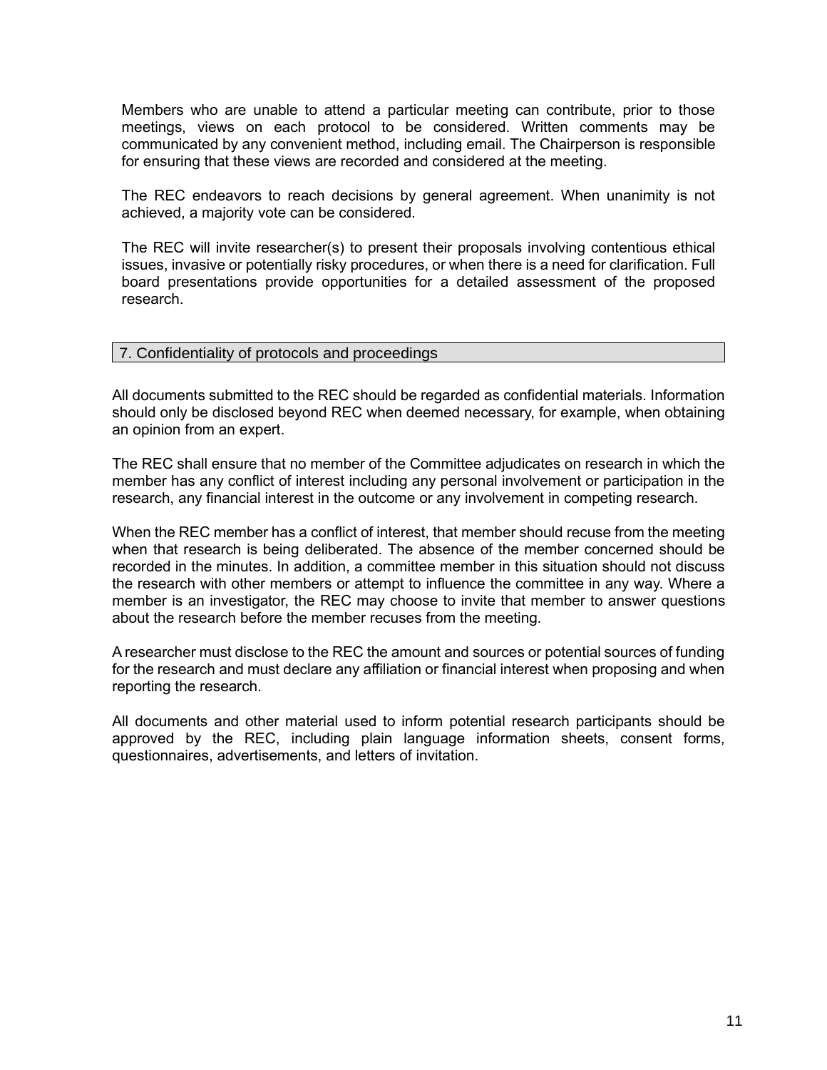Members who are unable to attend a particular meeting can contribute, prior to those meetings, views on each protocol to be considered. Written comments may be communicated by any convenient method, including email. The Chairperson is responsible for ensuring that these views are recorded and considered at the meeting.

The REC endeavors to reach decisions by general agreement. When unanimity is not achieved, a majority vote can be considered.

The REC will invite researcher(s) to present their proposals involving contentious ethical issues, invasive or potentially risky procedures, or when there is a need for clarification. Full board presentations provide opportunities for a detailed assessment of the proposed research.

## 7. Confidentiality of protocols and proceedings

All documents submitted to the REC should be regarded as confidential materials. Information should only be disclosed beyond REC when deemed necessary, for example, when obtaining an opinion from an expert.

The REC shall ensure that no member of the Committee adjudicates on research in which the member has any conflict of interest including any personal involvement or participation in the research, any financial interest in the outcome or any involvement in competing research.

When the REC member has a conflict of interest, that member should recuse from the meeting when that research is being deliberated. The absence of the member concerned should be recorded in the minutes. In addition, a committee member in this situation should not discuss the research with other members or attempt to influence the committee in any way. Where a member is an investigator, the REC may choose to invite that member to answer questions about the research before the member recuses from the meeting.

A researcher must disclose to the REC the amount and sources or potential sources of funding for the research and must declare any affiliation or financial interest when proposing and when reporting the research.

All documents and other material used to inform potential research participants should be approved by the REC, including plain language information sheets, consent forms, questionnaires, advertisements, and letters of invitation.